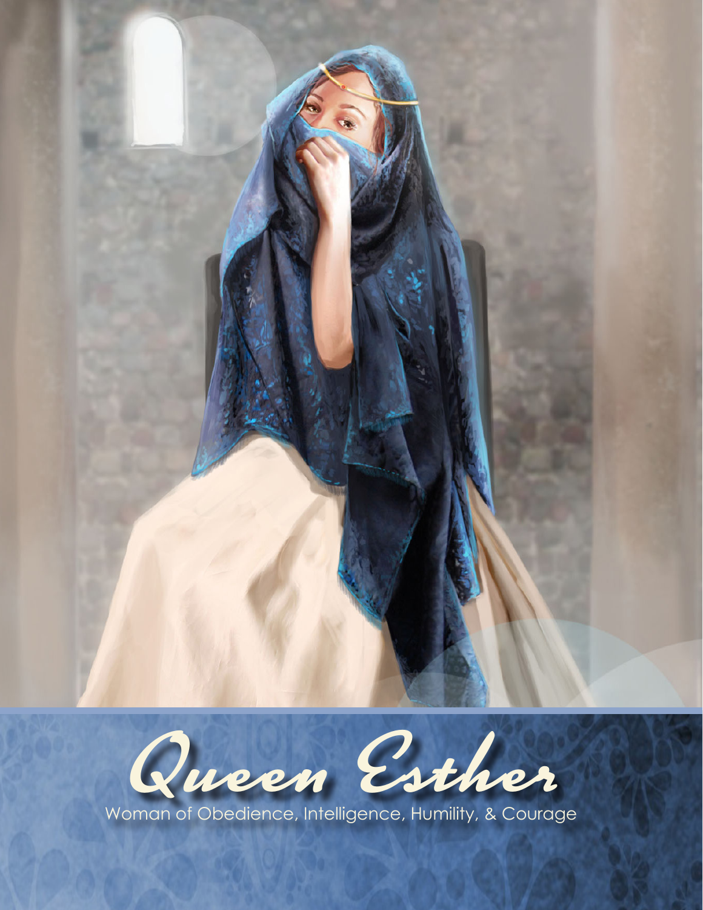# Queen Esther

Woman of Obedience, Intelligence, Humility, & Courage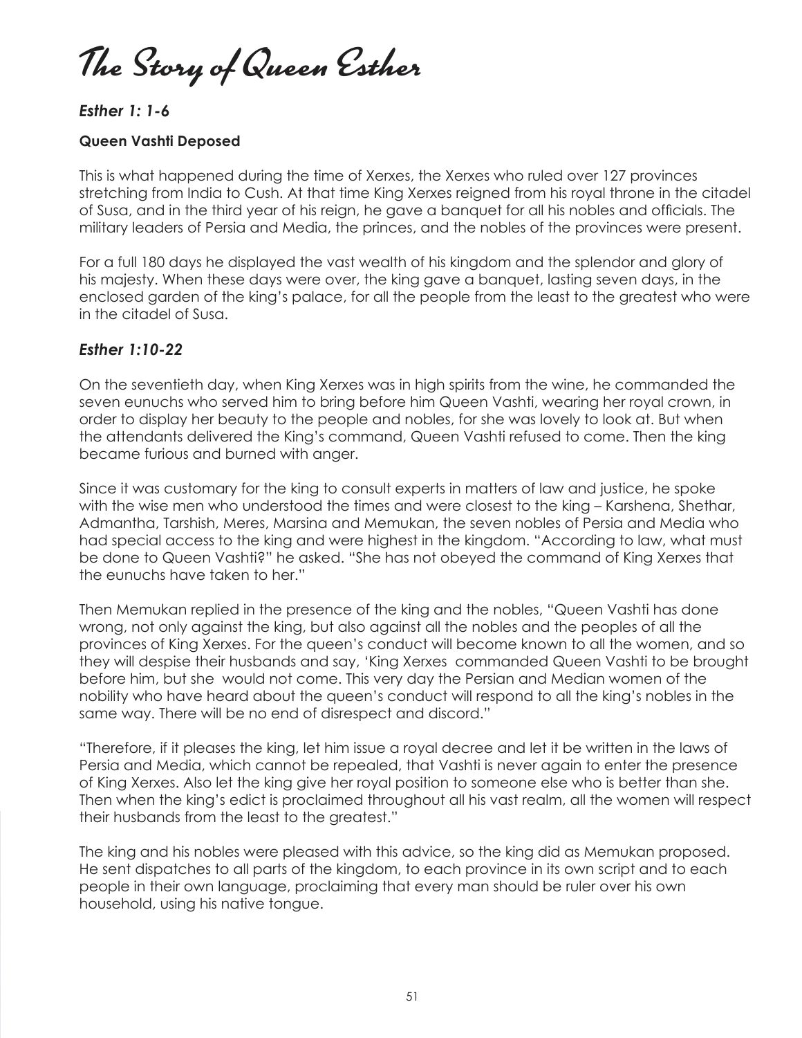# The Story of Queen Esther

### *Esther 1: 1-6*

**Queen Vashti Deposed**

This is what happened during the time of Xerxes, the Xerxes who ruled over 127 provinces stretching from India to Cush. At that time King Xerxes reigned from his royal throne in the citadel of Susa, and in the third year of his reign, he gave a banquet for all his nobles and officials. The military leaders of Persia and Media, the princes, and the nobles of the provinces were present.

For a full 180 days he displayed the vast wealth of his kingdom and the splendor and glory of his majesty. When these days were over, the king gave a banquet, lasting seven days, in the enclosed garden of the king's palace, for all the people from the least to the greatest who were in the citadel of Susa.

### *Esther 1:10-22*

On the seventieth day, when King Xerxes was in high spirits from the wine, he commanded the seven eunuchs who served him to bring before him Queen Vashti, wearing her royal crown, in order to display her beauty to the people and nobles, for she was lovely to look at. But when the attendants delivered the King's command, Queen Vashti refused to come. Then the king became furious and burned with anger.

Since it was customary for the king to consult experts in matters of law and justice, he spoke with the wise men who understood the times and were closest to the king – Karshena, Shethar, Admantha, Tarshish, Meres, Marsina and Memukan, the seven nobles of Persia and Media who had special access to the king and were highest in the kingdom. "According to law, what must be done to Queen Vashti?" he asked. "She has not obeyed the command of King Xerxes that the eunuchs have taken to her."

Then Memukan replied in the presence of the king and the nobles, "Queen Vashti has done wrong, not only against the king, but also against all the nobles and the peoples of all the provinces of King Xerxes. For the queen's conduct will become known to all the women, and so they will despise their husbands and say, 'King Xerxes commanded Queen Vashti to be brought before him, but she would not come. This very day the Persian and Median women of the nobility who have heard about the queen's conduct will respond to all the king's nobles in the same way. There will be no end of disrespect and discord."

"Therefore, if it pleases the king, let him issue a royal decree and let it be written in the laws of Persia and Media, which cannot be repealed, that Vashti is never again to enter the presence of King Xerxes. Also let the king give her royal position to someone else who is better than she. Then when the king's edict is proclaimed throughout all his vast realm, all the women will respect their husbands from the least to the greatest."

The king and his nobles were pleased with this advice, so the king did as Memukan proposed. He sent dispatches to all parts of the kingdom, to each province in its own script and to each people in their own language, proclaiming that every man should be ruler over his own household, using his native tongue.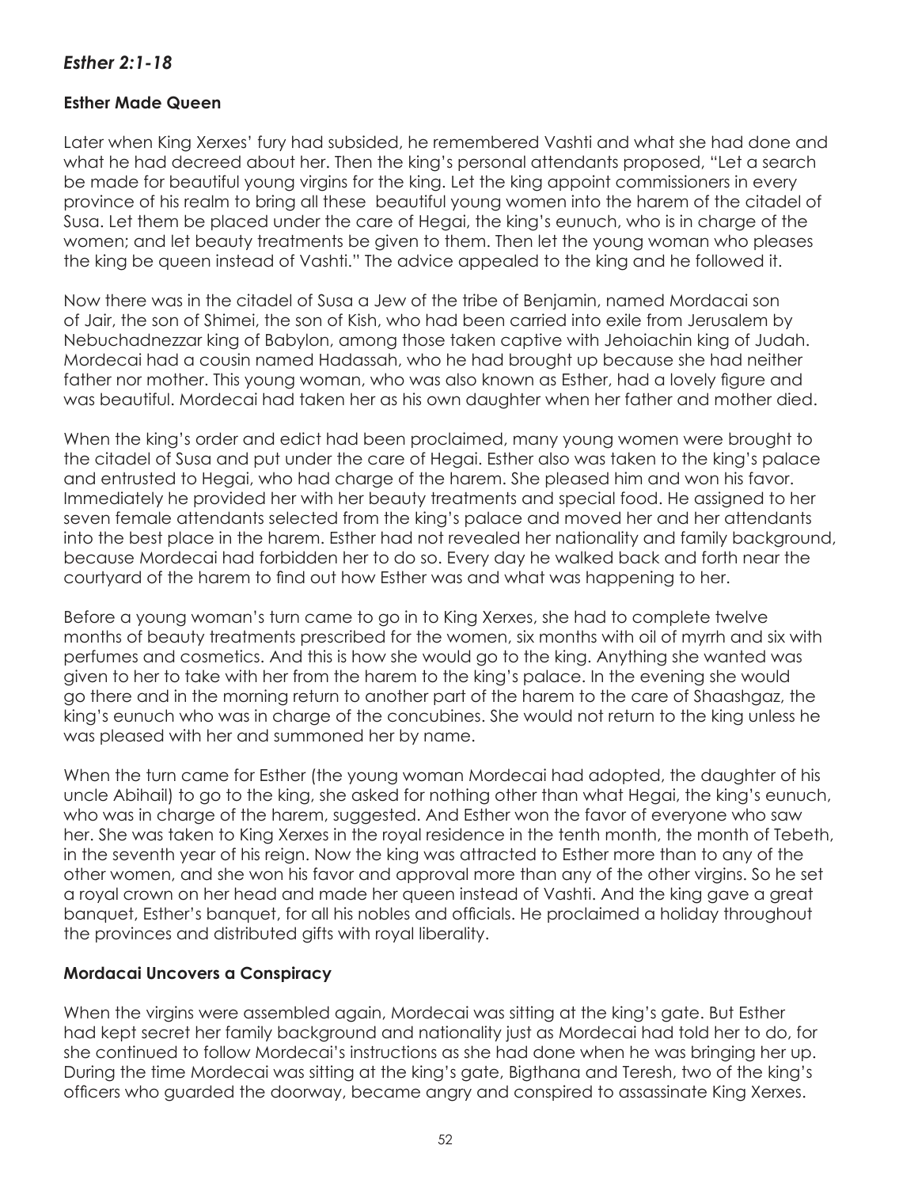## *Esther 2:1-18*

### Esther Made Queen

Later when King Xerxes' fury had subsided, he remembered Vashti and what she had done and what he had decreed about her. Then the king's personal attendants proposed, "Let a search be made for beautiful young virgins for the king. Let the king appoint commissioners in every province of his realm to bring all these beautiful young women into the harem of the citadel of Susa. Let them be placed under the care of Hegai, the king's eunuch, who is in charge of the women; and let beauty treatments be given to them. Then let the young woman who pleases the king be queen instead of Vashti." The advice appealed to the king and he followed it.

Now there was in the citadel of Susa a Jew of the tribe of Benjamin, named Mordacai son of Jair, the son of Shimei, the son of Kish, who had been carried into exile from Jerusalem by Nebuchadnezzar king of Babylon, among those taken captive with Jehoiachin king of Judah. Mordecai had a cousin named Hadassah, who he had brought up because she had neither father nor mother. This young woman, who was also known as Esther, had a lovely figure and was beautiful. Mordecai had taken her as his own daughter when her father and mother died.

When the king's order and edict had been proclaimed, many young women were brought to the citadel of Susa and put under the care of Hegai. Esther also was taken to the king's palace and entrusted to Hegai, who had charge of the harem. She pleased him and won his favor. Immediately he provided her with her beauty treatments and special food. He assigned to her seven female attendants selected from the king's palace and moved her and her attendants into the best place in the harem. Esther had not revealed her nationality and family background, because Mordecai had forbidden her to do so. Every day he walked back and forth near the courtyard of the harem to find out how Esther was and what was happening to her.

Before a young woman's turn came to go in to King Xerxes, she had to complete twelve months of beauty treatments prescribed for the women, six months with oil of myrrh and six with perfumes and cosmetics. And this is how she would go to the king. Anything she wanted was given to her to take with her from the harem to the king's palace. In the evening she would go there and in the morning return to another part of the harem to the care of Shaashgaz, the king's eunuch who was in charge of the concubines. She would not return to the king unless he was pleased with her and summoned her by name.

When the turn came for Esther (the young woman Mordecai had adopted, the daughter of his uncle Abihail) to go to the king, she asked for nothing other than what Hegai, the king's eunuch, who was in charge of the harem, suggested. And Esther won the favor of everyone who saw her. She was taken to King Xerxes in the royal residence in the tenth month, the month of Tebeth, in the seventh year of his reign. Now the king was attracted to Esther more than to any of the other women, and she won his favor and approval more than any of the other virgins. So he set a royal crown on her head and made her queen instead of Vashti. And the king gave a great banquet, Esther's banquet, for all his nobles and officials. He proclaimed a holiday throughout the provinces and distributed gifts with royal liberality.

### Mordacai Uncovers a Conspiracy

When the virgins were assembled again, Mordecai was sitting at the king's gate. But Esther had kept secret her family background and nationality just as Mordecai had told her to do, for she continued to follow Mordecai's instructions as she had done when he was bringing her up. During the time Mordecai was sitting at the king's gate, Bigthana and Teresh, two of the king's officers who guarded the doorway, became angry and conspired to assassinate King Xerxes.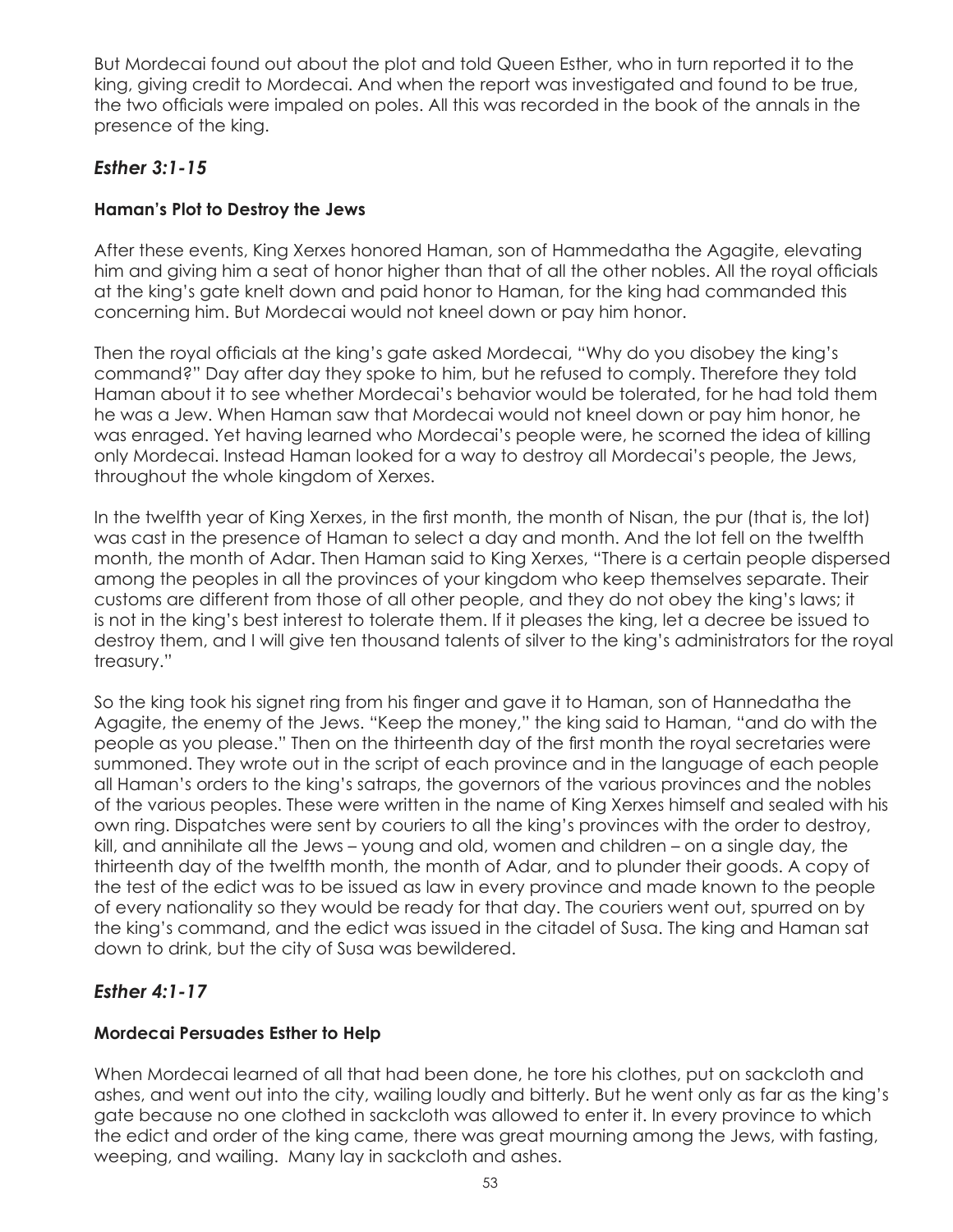But Mordecai found out about the plot and told Queen Esther, who in turn reported it to the king, giving credit to Mordecai. And when the report was investigated and found to be true, the two officials were impaled on poles. All this was recorded in the book of the annals in the presence of the king.

## *Esther 3:1-15*

### Haman's Plot to Destroy the Jews

After these events, King Xerxes honored Haman, son of Hammedatha the Agagite, elevating him and giving him a seat of honor higher than that of all the other nobles. All the royal officials at the king's gate knelt down and paid honor to Haman, for the king had commanded this concerning him. But Mordecai would not kneel down or pay him honor.

Then the royal officials at the king's gate asked Mordecai, "Why do you disobey the king's command?" Day after day they spoke to him, but he refused to comply. Therefore they told Haman about it to see whether Mordecai's behavior would be tolerated, for he had told them he was a Jew. When Haman saw that Mordecai would not kneel down or pay him honor, he was enraged. Yet having learned who Mordecai's people were, he scorned the idea of killing only Mordecai. Instead Haman looked for a way to destroy all Mordecai's people, the Jews, throughout the whole kingdom of Xerxes.

In the twelfth year of King Xerxes, in the first month, the month of Nisan, the pur (that is, the lot) was cast in the presence of Haman to select a day and month. And the lot fell on the twelfth month, the month of Adar. Then Haman said to King Xerxes, "There is a certain people dispersed among the peoples in all the provinces of your kingdom who keep themselves separate. Their customs are different from those of all other people, and they do not obey the king's laws; it is not in the king's best interest to tolerate them. If it pleases the king, let a decree be issued to destroy them, and I will give ten thousand talents of silver to the king's administrators for the royal treasury."

So the king took his signet ring from his finger and gave it to Haman, son of Hannedatha the Agagite, the enemy of the Jews. "Keep the money," the king said to Haman, "and do with the people as you please." Then on the thirteenth day of the first month the royal secretaries were summoned. They wrote out in the script of each province and in the language of each people all Haman's orders to the king's satraps, the governors of the various provinces and the nobles of the various peoples. These were written in the name of King Xerxes himself and sealed with his own ring. Dispatches were sent by couriers to all the king's provinces with the order to destroy, kill, and annihilate all the Jews – young and old, women and children – on a single day, the thirteenth day of the twelfth month, the month of Adar, and to plunder their goods. A copy of the test of the edict was to be issued as law in every province and made known to the people of every nationality so they would be ready for that day. The couriers went out, spurred on by the king's command, and the edict was issued in the citadel of Susa. The king and Haman sat down to drink, but the city of Susa was bewildered.

## *Esther 4:1-17*

### Mordecai Persuades Esther to Help

When Mordecai learned of all that had been done, he tore his clothes, put on sackcloth and ashes, and went out into the city, wailing loudly and bitterly. But he went only as far as the king's gate because no one clothed in sackcloth was allowed to enter it. In every province to which the edict and order of the king came, there was great mourning among the Jews, with fasting, weeping, and wailing. Many lay in sackcloth and ashes.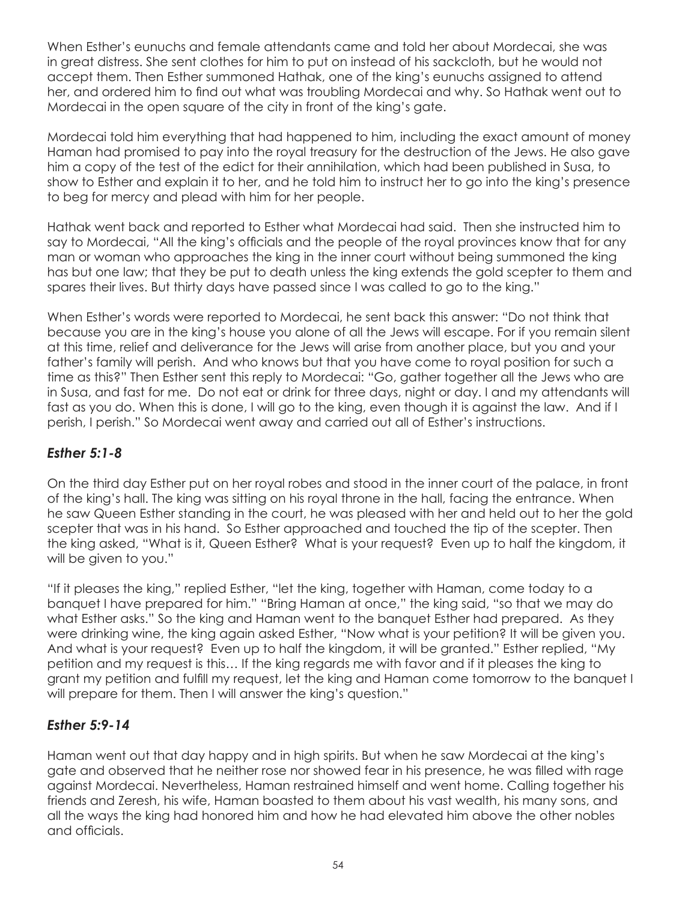When Esther's eunuchs and female attendants came and told her about Mordecai, she was in great distress. She sent clothes for him to put on instead of his sackcloth, but he would not accept them. Then Esther summoned Hathak, one of the king's eunuchs assigned to attend her, and ordered him to find out what was troubling Mordecai and why. So Hathak went out to Mordecai in the open square of the city in front of the king's gate.

Mordecai told him everything that had happened to him, including the exact amount of money Haman had promised to pay into the royal treasury for the destruction of the Jews. He also gave him a copy of the test of the edict for their annihilation, which had been published in Susa, to show to Esther and explain it to her, and he told him to instruct her to go into the king's presence to beg for mercy and plead with him for her people.

Hathak went back and reported to Esther what Mordecai had said. Then she instructed him to say to Mordecai, "All the king's officials and the people of the royal provinces know that for any man or woman who approaches the king in the inner court without being summoned the king has but one law; that they be put to death unless the king extends the gold scepter to them and spares their lives. But thirty days have passed since I was called to go to the king."

When Esther's words were reported to Mordecai, he sent back this answer: "Do not think that because you are in the king's house you alone of all the Jews will escape. For if you remain silent at this time, relief and deliverance for the Jews will arise from another place, but you and your father's family will perish. And who knows but that you have come to royal position for such a time as this?" Then Esther sent this reply to Mordecai: "Go, gather together all the Jews who are in Susa, and fast for me. Do not eat or drink for three days, night or day. I and my attendants will fast as you do. When this is done, I will go to the king, even though it is against the law. And if I perish, I perish." So Mordecai went away and carried out all of Esther's instructions.

### *Esther 5:1-8*

On the third day Esther put on her royal robes and stood in the inner court of the palace, in front of the king's hall. The king was sitting on his royal throne in the hall, facing the entrance. When he saw Queen Esther standing in the court, he was pleased with her and held out to her the gold scepter that was in his hand. So Esther approached and touched the tip of the scepter. Then the king asked, "What is it, Queen Esther? What is your request? Even up to half the kingdom, it will be given to you."

"If it pleases the king," replied Esther, "let the king, together with Haman, come today to a banquet I have prepared for him." "Bring Haman at once," the king said, "so that we may do what Esther asks." So the king and Haman went to the banquet Esther had prepared. As they were drinking wine, the king again asked Esther, "Now what is your petition? It will be given you. And what is your request? Even up to half the kingdom, it will be granted." Esther replied, "My petition and my request is this… If the king regards me with favor and if it pleases the king to grant my petition and fulfill my request, let the king and Haman come tomorrow to the banquet I will prepare for them. Then I will answer the king's question."

### *Esther 5:9-14*

Haman went out that day happy and in high spirits. But when he saw Mordecai at the king's gate and observed that he neither rose nor showed fear in his presence, he was filled with rage against Mordecai. Nevertheless, Haman restrained himself and went home. Calling together his friends and Zeresh, his wife, Haman boasted to them about his vast wealth, his many sons, and all the ways the king had honored him and how he had elevated him above the other nobles and officials.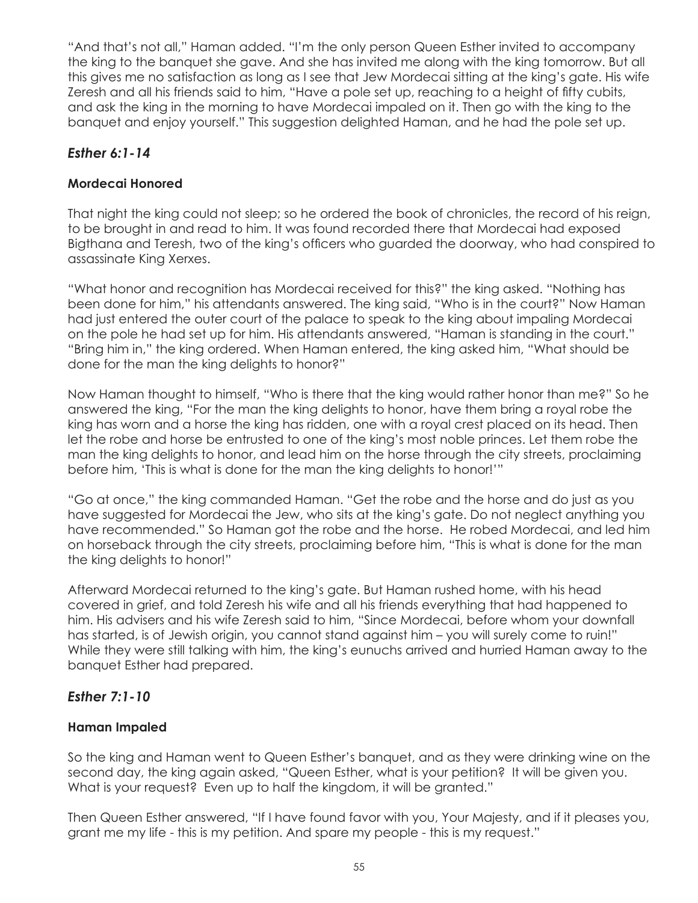"And that's not all," Haman added. "I'm the only person Queen Esther invited to accompany the king to the banquet she gave. And she has invited me along with the king tomorrow. But all this gives me no satisfaction as long as I see that Jew Mordecai sitting at the king's gate. His wife Zeresh and all his friends said to him, "Have a pole set up, reaching to a height of fifty cubits, and ask the king in the morning to have Mordecai impaled on it. Then go with the king to the banquet and enjoy yourself." This suggestion delighted Haman, and he had the pole set up.

## *Esther 6:1-14*

### **Mordecai Honored**

That night the king could not sleep; so he ordered the book of chronicles, the record of his reign, to be brought in and read to him. It was found recorded there that Mordecai had exposed Bigthana and Teresh, two of the king's officers who guarded the doorway, who had conspired to assassinate King Xerxes.

"What honor and recognition has Mordecai received for this?" the king asked. "Nothing has been done for him," his attendants answered. The king said, "Who is in the court?" Now Haman had just entered the outer court of the palace to speak to the king about impaling Mordecai on the pole he had set up for him. His attendants answered, "Haman is standing in the court." "Bring him in," the king ordered. When Haman entered, the king asked him, "What should be done for the man the king delights to honor?"

Now Haman thought to himself, "Who is there that the king would rather honor than me?" So he answered the king, "For the man the king delights to honor, have them bring a royal robe the king has worn and a horse the king has ridden, one with a royal crest placed on its head. Then let the robe and horse be entrusted to one of the king's most noble princes. Let them robe the man the king delights to honor, and lead him on the horse through the city streets, proclaiming before him, 'This is what is done for the man the king delights to honor!'"

"Go at once," the king commanded Haman. "Get the robe and the horse and do just as you have suggested for Mordecai the Jew, who sits at the king's gate. Do not neglect anything you have recommended." So Haman got the robe and the horse. He robed Mordecai, and led him on horseback through the city streets, proclaiming before him, "This is what is done for the man the king delights to honor!"

Afterward Mordecai returned to the king's gate. But Haman rushed home, with his head covered in grief, and told Zeresh his wife and all his friends everything that had happened to him. His advisers and his wife Zeresh said to him, "Since Mordecai, before whom your downfall has started, is of Jewish origin, you cannot stand against him – you will surely come to ruin!" While they were still talking with him, the king's eunuchs arrived and hurried Haman away to the banquet Esther had prepared.

## *Esther 7:1-10*

### **Haman Impaled**

So the king and Haman went to Queen Esther's banquet, and as they were drinking wine on the second day, the king again asked, "Queen Esther, what is your petition? It will be given you. What is your request? Even up to half the kingdom, it will be granted."

Then Queen Esther answered, "If I have found favor with you, Your Majesty, and if it pleases you, grant me my life - this is my petition. And spare my people - this is my request."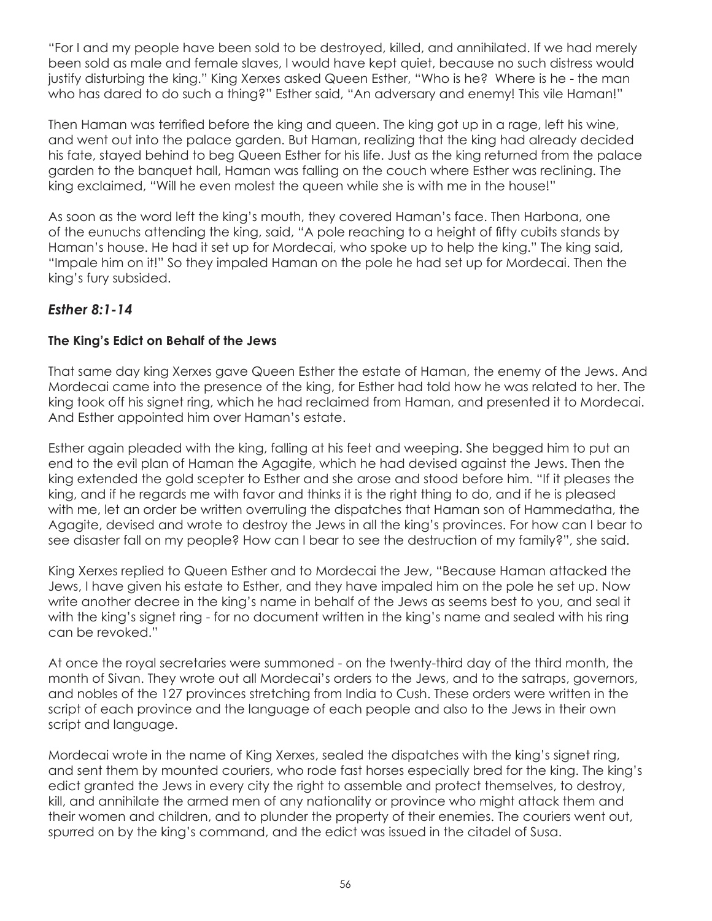"For I and my people have been sold to be destroyed, killed, and annihilated. If we had merely been sold as male and female slaves, I would have kept quiet, because no such distress would justify disturbing the king." King Xerxes asked Queen Esther, "Who is he? Where is he - the man who has dared to do such a thing?" Esther said, "An adversary and enemy! This vile Haman!"

Then Haman was terrified before the king and queen. The king got up in a rage, left his wine, and went out into the palace garden. But Haman, realizing that the king had already decided his fate, stayed behind to beg Queen Esther for his life. Just as the king returned from the palace garden to the banquet hall, Haman was falling on the couch where Esther was reclining. The king exclaimed, "Will he even molest the queen while she is with me in the house!"

As soon as the word left the king's mouth, they covered Haman's face. Then Harbona, one of the eunuchs attending the king, said, "A pole reaching to a height of fifty cubits stands by Haman's house. He had it set up for Mordecai, who spoke up to help the king." The king said, "Impale him on it!" So they impaled Haman on the pole he had set up for Mordecai. Then the king's fury subsided.

## *Esther 8:1-14*

**The King's Edict on Behalf of the Jews**

That same day king Xerxes gave Queen Esther the estate of Haman, the enemy of the Jews. And Mordecai came into the presence of the king, for Esther had told how he was related to her. The king took off his signet ring, which he had reclaimed from Haman, and presented it to Mordecai. And Esther appointed him over Haman's estate.

Esther again pleaded with the king, falling at his feet and weeping. She begged him to put an end to the evil plan of Haman the Agagite, which he had devised against the Jews. Then the king extended the gold scepter to Esther and she arose and stood before him. "If it pleases the king, and if he regards me with favor and thinks it is the right thing to do, and if he is pleased with me, let an order be written overruling the dispatches that Haman son of Hammedatha, the Agagite, devised and wrote to destroy the Jews in all the king's provinces. For how can I bear to see disaster fall on my people? How can I bear to see the destruction of my family?", she said.

King Xerxes replied to Queen Esther and to Mordecai the Jew, "Because Haman attacked the Jews, I have given his estate to Esther, and they have impaled him on the pole he set up. Now write another decree in the king's name in behalf of the Jews as seems best to you, and seal it with the king's signet ring - for no document written in the king's name and sealed with his ring can be revoked."

At once the royal secretaries were summoned - on the twenty-third day of the third month, the month of Sivan. They wrote out all Mordecai's orders to the Jews, and to the satraps, governors, and nobles of the 127 provinces stretching from India to Cush. These orders were written in the script of each province and the language of each people and also to the Jews in their own script and language.

Mordecai wrote in the name of King Xerxes, sealed the dispatches with the king's signet ring, and sent them by mounted couriers, who rode fast horses especially bred for the king. The king's edict granted the Jews in every city the right to assemble and protect themselves, to destroy, kill, and annihilate the armed men of any nationality or province who might attack them and their women and children, and to plunder the property of their enemies. The couriers went out, spurred on by the king's command, and the edict was issued in the citadel of Susa.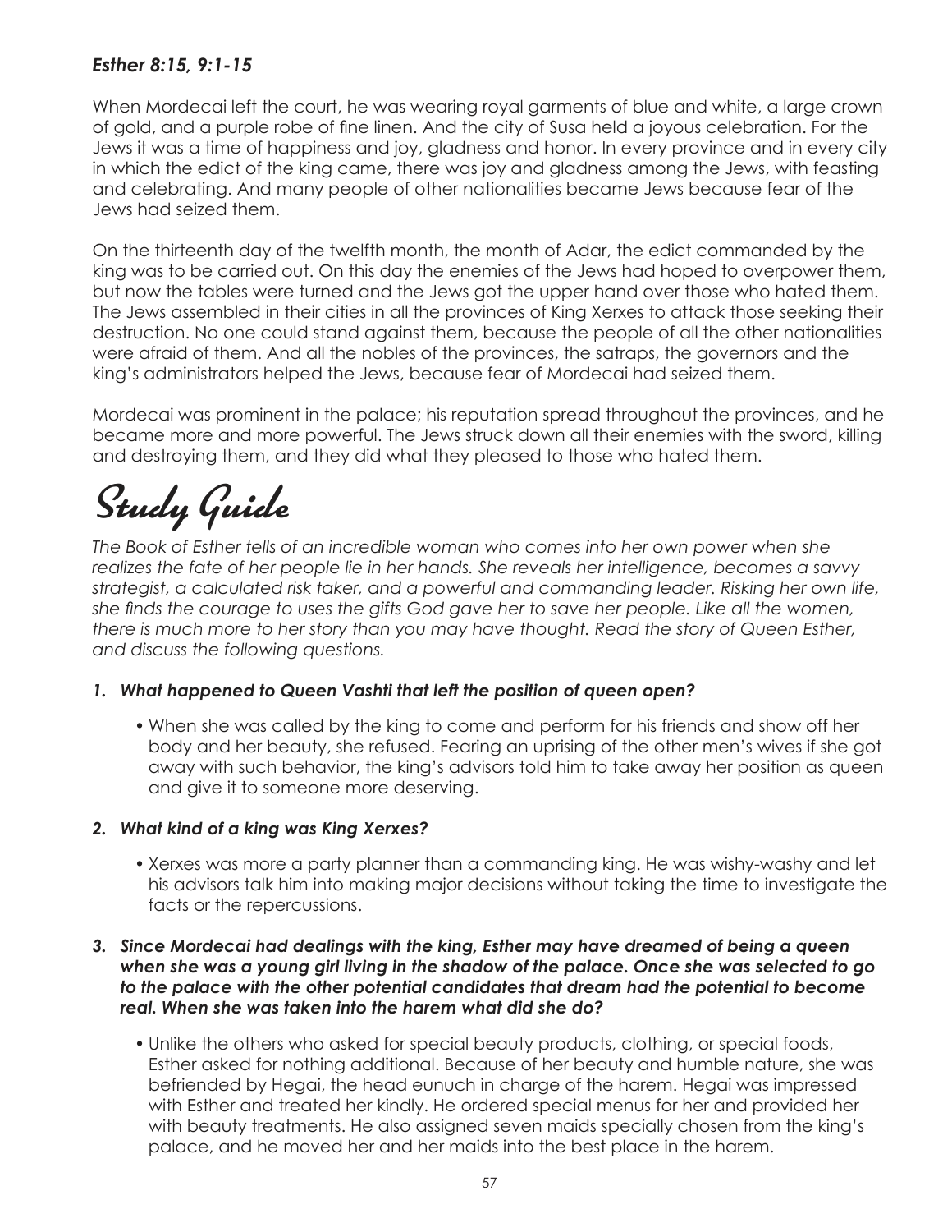### *Esther 8:15, 9:1-15*

When Mordecai left the court, he was wearing royal garments of blue and white, a large crown of gold, and a purple robe of fine linen. And the city of Susa held a joyous celebration. For the Jews it was a time of happiness and joy, gladness and honor. In every province and in every city in which the edict of the king came, there was joy and gladness among the Jews, with feasting and celebrating. And many people of other nationalities became Jews because fear of the Jews had seized them.

On the thirteenth day of the twelfth month, the month of Adar, the edict commanded by the king was to be carried out. On this day the enemies of the Jews had hoped to overpower them, but now the tables were turned and the Jews got the upper hand over those who hated them. The Jews assembled in their cities in all the provinces of King Xerxes to attack those seeking their destruction. No one could stand against them, because the people of all the other nationalities were afraid of them. And all the nobles of the provinces, the satraps, the governors and the king's administrators helped the Jews, because fear of Mordecai had seized them.

Mordecai was prominent in the palace; his reputation spread throughout the provinces, and he became more and more powerful. The Jews struck down all their enemies with the sword, killing and destroying them, and they did what they pleased to those who hated them.

# Study Guide

*The Book of Esther tells of an incredible woman who comes into her own power when she realizes the fate of her people lie in her hands. She reveals her intelligence, becomes a savvy strategist, a calculated risk taker, and a powerful and commanding leader. Risking her own life, she finds the courage to uses the gifts God gave her to save her people. Like all the women, there is much more to her story than you may have thought. Read the story of Queen Esther, and discuss the following questions.*

1. ***What happened to Queen Vashti that left the position of queen open?***

   - When she was called by the king to come and perform for his friends and show off her body and her beauty, she refused. Fearing an uprising of the other men's wives if she got away with such behavior, the king's advisors told him to take away her position as queen and give it to someone more deserving.

2. ***What kind of a king was King Xerxes?***

   - Xerxes was more a party planner than a commanding king. He was wishy-washy and let his advisors talk him into making major decisions without taking the time to investigate the facts or the repercussions.

3. ***Since Mordecai had dealings with the king, Esther may have dreamed of being a queen when she was a young girl living in the shadow of the palace. Once she was selected to go to the palace with the other potential candidates that dream had the potential to become real. When she was taken into the harem what did she do?***

   - Unlike the others who asked for special beauty products, clothing, or special foods, Esther asked for nothing additional. Because of her beauty and humble nature, she was befriended by Hegai, the head eunuch in charge of the harem. Hegai was impressed with Esther and treated her kindly. He ordered special menus for her and provided her with beauty treatments. He also assigned seven maids specially chosen from the king's palace, and he moved her and her maids into the best place in the harem.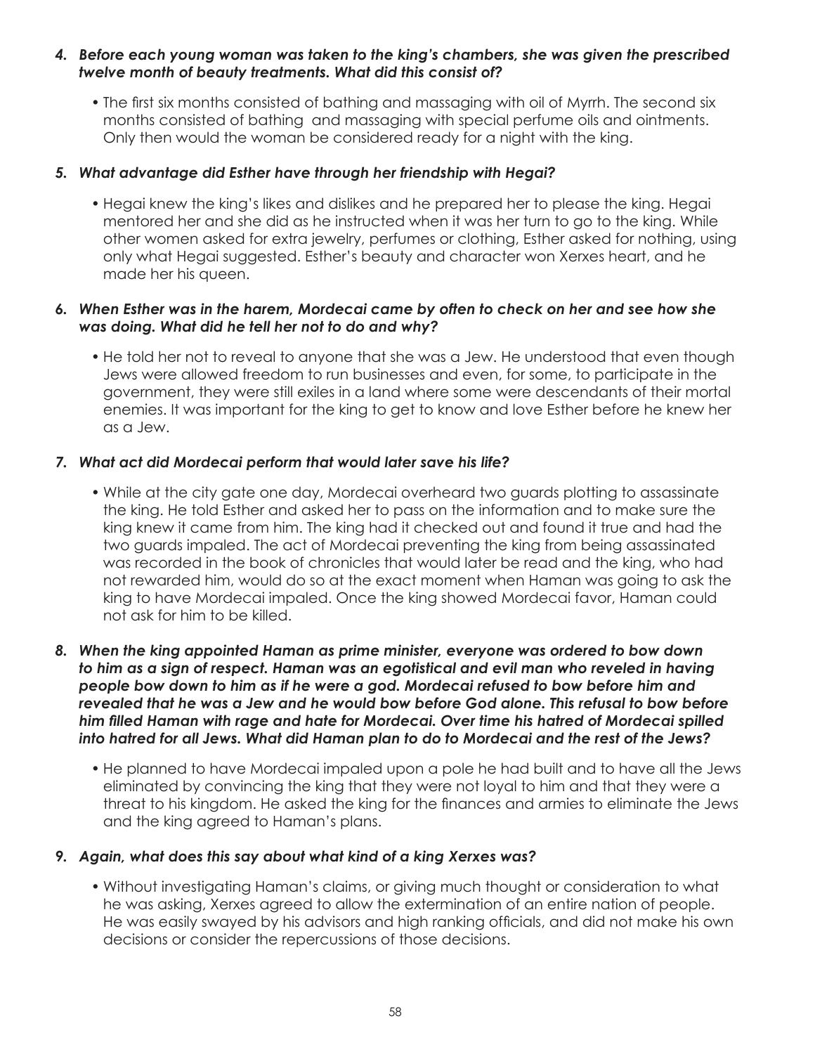4. ***Before each young woman was taken to the king's chambers, she was given the prescribed twelve month of beauty treatments. What did this consist of?***

   - The first six months consisted of bathing and massaging with oil of Myrrh. The second six months consisted of bathing  and massaging with special perfume oils and ointments. Only then would the woman be considered ready for a night with the king.

5. ***What advantage did Esther have through her friendship with Hegai?***

   - Hegai knew the king's likes and dislikes and he prepared her to please the king. Hegai mentored her and she did as he instructed when it was her turn to go to the king. While other women asked for extra jewelry, perfumes or clothing, Esther asked for nothing, using only what Hegai suggested. Esther's beauty and character won Xerxes heart, and he made her his queen.

6. ***When Esther was in the harem, Mordecai came by often to check on her and see how she was doing. What did he tell her not to do and why?***

   - He told her not to reveal to anyone that she was a Jew. He understood that even though Jews were allowed freedom to run businesses and even, for some, to participate in the government, they were still exiles in a land where some were descendants of their mortal enemies. It was important for the king to get to know and love Esther before he knew her as a Jew.

7. ***What act did Mordecai perform that would later save his life?***

   - While at the city gate one day, Mordecai overheard two guards plotting to assassinate the king. He told Esther and asked her to pass on the information and to make sure the king knew it came from him. The king had it checked out and found it true and had the two guards impaled. The act of Mordecai preventing the king from being assassinated was recorded in the book of chronicles that would later be read and the king, who had not rewarded him, would do so at the exact moment when Haman was going to ask the king to have Mordecai impaled. Once the king showed Mordecai favor, Haman could not ask for him to be killed.

8. ***When the king appointed Haman as prime minister, everyone was ordered to bow down to him as a sign of respect. Haman was an egotistical and evil man who reveled in having people bow down to him as if he were a god. Mordecai refused to bow before him and revealed that he was a Jew and he would bow before God alone. This refusal to bow before him filled Haman with rage and hate for Mordecai. Over time his hatred of Mordecai spilled into hatred for all Jews. What did Haman plan to do to Mordecai and the rest of the Jews?***

   - He planned to have Mordecai impaled upon a pole he had built and to have all the Jews eliminated by convincing the king that they were not loyal to him and that they were a threat to his kingdom. He asked the king for the finances and armies to eliminate the Jews and the king agreed to Haman's plans.

9. ***Again, what does this say about what kind of a king Xerxes was?***

   - Without investigating Haman's claims, or giving much thought or consideration to what he was asking, Xerxes agreed to allow the extermination of an entire nation of people. He was easily swayed by his advisors and high ranking officials, and did not make his own decisions or consider the repercussions of those decisions.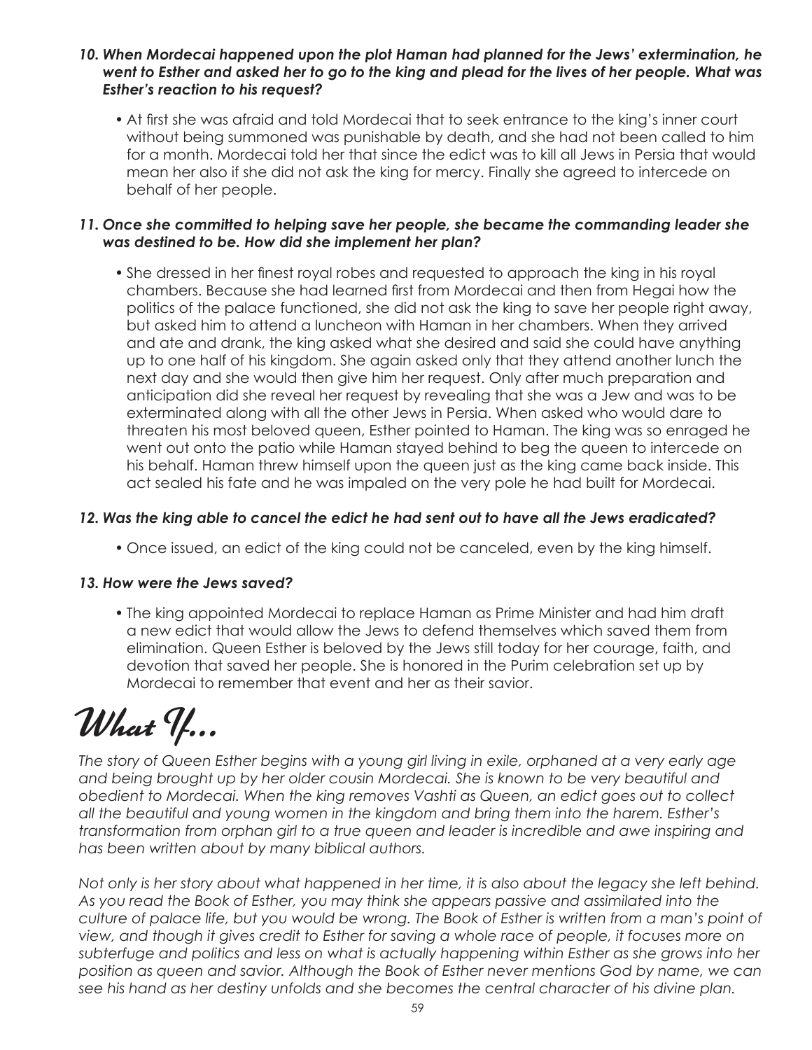***10. When Mordecai happened upon the plot Haman had planned for the Jews' extermination, he went to Esther and asked her to go to the king and plead for the lives of her people. What was Esther's reaction to his request?***

- At first she was afraid and told Mordecai that to seek entrance to the king's inner court without being summoned was punishable by death, and she had not been called to him for a month. Mordecai told her that since the edict was to kill all Jews in Persia that would mean her also if she did not ask the king for mercy. Finally she agreed to intercede on behalf of her people.

***11. Once she committed to helping save her people, she became the commanding leader she was destined to be. How did she implement her plan?***

- She dressed in her finest royal robes and requested to approach the king in his royal chambers. Because she had learned first from Mordecai and then from Hegai how the politics of the palace functioned, she did not ask the king to save her people right away, but asked him to attend a luncheon with Haman in her chambers. When they arrived and ate and drank, the king asked what she desired and said she could have anything up to one half of his kingdom. She again asked only that they attend another lunch the next day and she would then give him her request. Only after much preparation and anticipation did she reveal her request by revealing that she was a Jew and was to be exterminated along with all the other Jews in Persia. When asked who would dare to threaten his most beloved queen, Esther pointed to Haman. The king was so enraged he went out onto the patio while Haman stayed behind to beg the queen to intercede on his behalf. Haman threw himself upon the queen just as the king came back inside. This act sealed his fate and he was impaled on the very pole he had built for Mordecai.

***12. Was the king able to cancel the edict he had sent out to have all the Jews eradicated?***

- Once issued, an edict of the king could not be canceled, even by the king himself.

***13. How were the Jews saved?***

- The king appointed Mordecai to replace Haman as Prime Minister and had him draft a new edict that would allow the Jews to defend themselves which saved them from elimination. Queen Esther is beloved by the Jews still today for her courage, faith, and devotion that saved her people. She is honored in the Purim celebration set up by Mordecai to remember that event and her as their savior.

# *What If...*

*The story of Queen Esther begins with a young girl living in exile, orphaned at a very early age and being brought up by her older cousin Mordecai. She is known to be very beautiful and obedient to Mordecai. When the king removes Vashti as Queen, an edict goes out to collect all the beautiful and young women in the kingdom and bring them into the harem. Esther's transformation from orphan girl to a true queen and leader is incredible and awe inspiring and has been written about by many biblical authors.*

*Not only is her story about what happened in her time, it is also about the legacy she left behind. As you read the Book of Esther, you may think she appears passive and assimilated into the culture of palace life, but you would be wrong. The Book of Esther is written from a man's point of view, and though it gives credit to Esther for saving a whole race of people, it focuses more on subterfuge and politics and less on what is actually happening within Esther as she grows into her position as queen and savior. Although the Book of Esther never mentions God by name, we can see his hand as her destiny unfolds and she becomes the central character of his divine plan.*